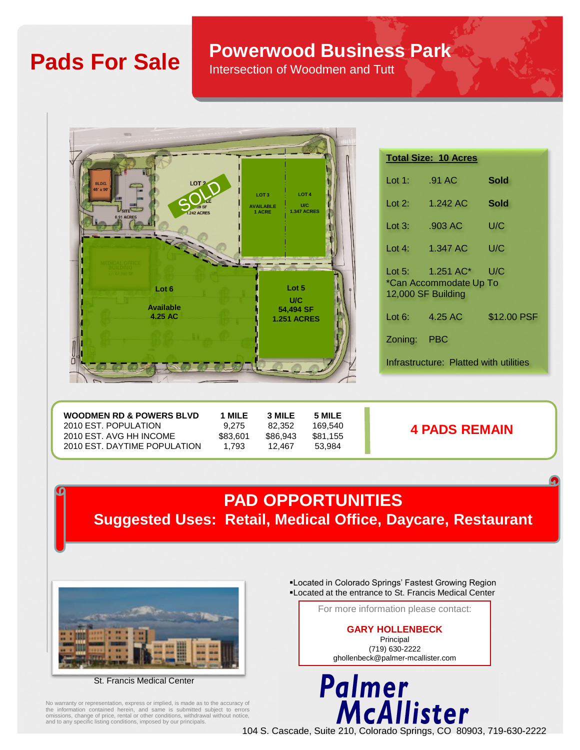# Pads For Sale

## Powerwood Business Park

Intersection of Woodmen and Tutt

**Total Size: 10 Acres**

| Lot | Size | Status |
|---|---|---|
| Lot 1: | .91 AC | **Sold** |
| Lot 2: | 1.242 AC | **Sold** |
| Lot 3: | .903 AC | U/C |
| Lot 4: | 1.347 AC | U/C |
| Lot 5: | 1.251 AC* | U/C |
| Lot 6: | 4.25 AC | $12.00 PSF |

*Can Accommodate Up To 12,000 SF Building

Zoning: PBC

Infrastructure: Platted with utilities

| WOODMEN RD & POWERS BLVD | 1 MILE | 3 MILE | 5 MILE |
|---|---|---|---|
| 2010 EST. POPULATION | 9,275 | 82,352 | 169,540 |
| 2010 EST. AVG HH INCOME | $83,601 | $86,943 | $81,155 |
| 2010 EST. DAYTIME POPULATION | 1,793 | 12,467 | 53,984 |

**4 PADS REMAIN**

## PAD OPPORTUNITIES

**Suggested Uses: Retail, Medical Office, Daycare, Restaurant**

St. Francis Medical Center

- Located in Colorado Springs' Fastest Growing Region
- Located at the entrance to St. Francis Medical Center

For more information please contact:

**GARY HOLLENBECK**
Principal
(719) 630-2222
ghollenbeck@palmer-mcallister.com

No warranty or representation, express or implied, is made as to the accuracy of the information contained herein, and same is submitted subject to errors omissions, change of price, rental or other conditions, withdrawal without notice, and to any specific listing conditions, imposed by our principals.

**Palmer McAllister**

104 S. Cascade, Suite 210, Colorado Springs, CO 80903, 719-630-2222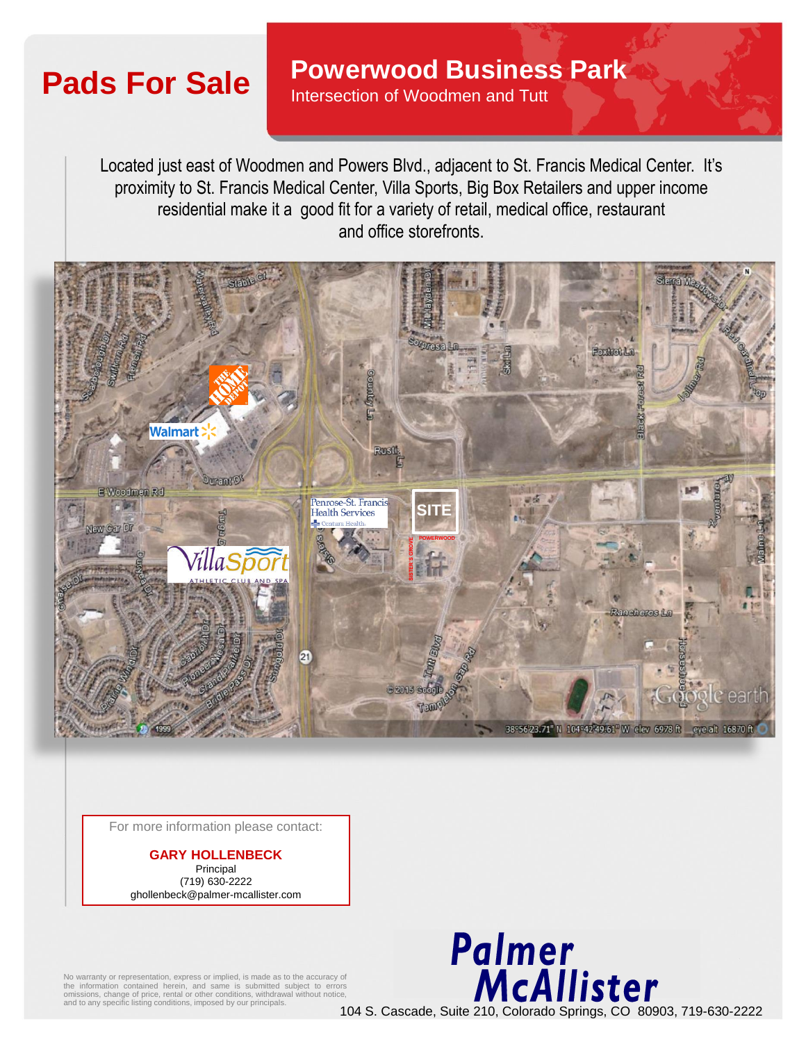# Pads For Sale

## Powerwood Business Park

Intersection of Woodmen and Tutt

Located just east of Woodmen and Powers Blvd., adjacent to St. Francis Medical Center. It's proximity to St. Francis Medical Center, Villa Sports, Big Box Retailers and upper income residential make it a good fit for a variety of retail, medical office, restaurant and office storefronts.

For more information please contact:

**GARY HOLLENBECK**
Principal
(719) 630-2222
ghollenbeck@palmer-mcallister.com

No warranty or representation, express or implied, is made as to the accuracy of the information contained herein, and same is submitted subject to errors omissions, change of price, rental or other conditions, withdrawal without notice, and to any specific listing conditions, imposed by our principals.

**Palmer McAllister**

104 S. Cascade, Suite 210, Colorado Springs, CO 80903, 719-630-2222